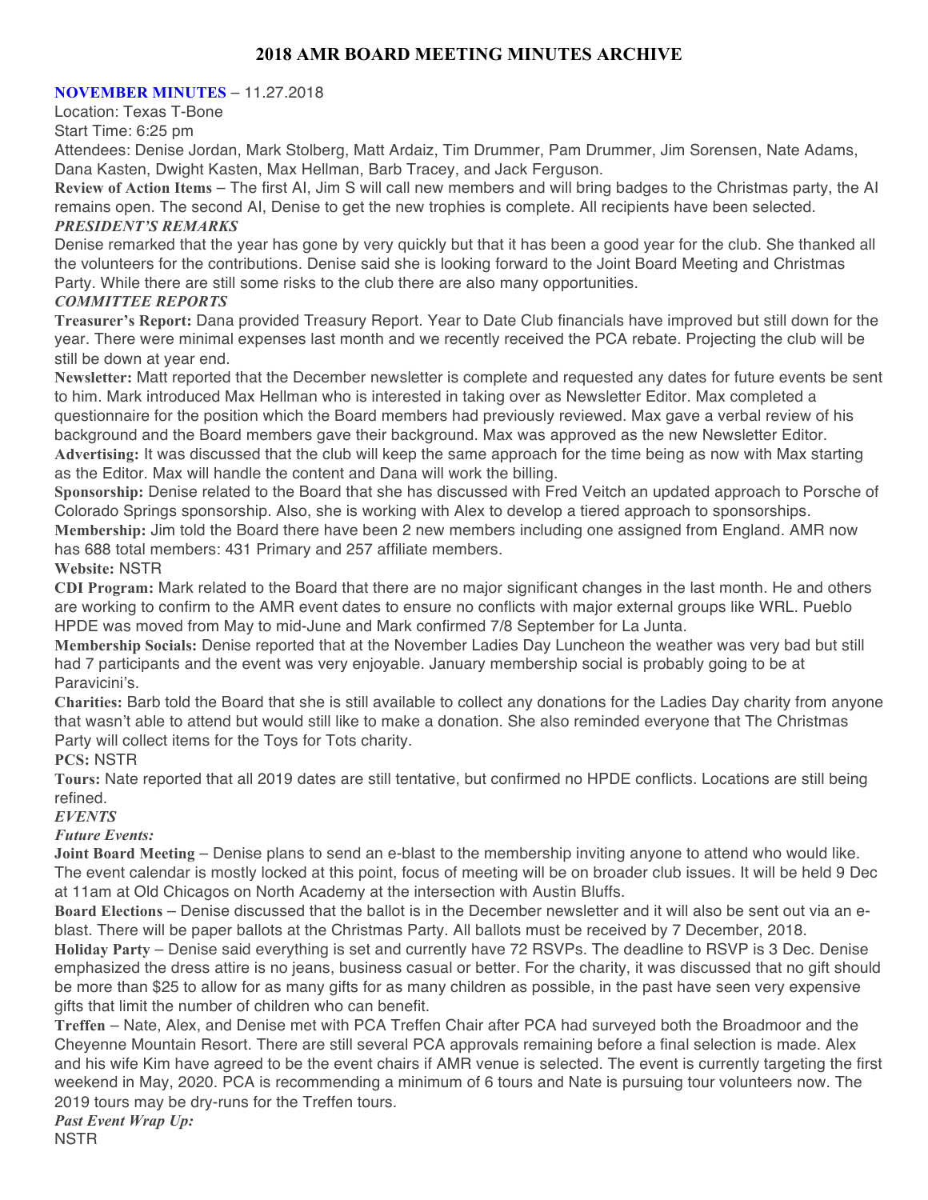# 2018 AMR BOARD MEETING MINUTES ARCHIVE

**NOVEMBER MINUTES** – 11.27.2018

Location: Texas T-Bone

Start Time: 6:25 pm

Attendees: Denise Jordan, Mark Stolberg, Matt Ardaiz, Tim Drummer, Pam Drummer, Jim Sorensen, Nate Adams, Dana Kasten, Dwight Kasten, Max Hellman, Barb Tracey, and Jack Ferguson.

**Review of Action Items** – The first AI, Jim S will call new members and will bring badges to the Christmas party, the AI remains open. The second AI, Denise to get the new trophies is complete. All recipients have been selected.

***PRESIDENT'S REMARKS***

Denise remarked that the year has gone by very quickly but that it has been a good year for the club. She thanked all the volunteers for the contributions. Denise said she is looking forward to the Joint Board Meeting and Christmas Party. While there are still some risks to the club there are also many opportunities.

***COMMITTEE REPORTS***

**Treasurer's Report:** Dana provided Treasury Report. Year to Date Club financials have improved but still down for the year. There were minimal expenses last month and we recently received the PCA rebate. Projecting the club will be still be down at year end.

**Newsletter:** Matt reported that the December newsletter is complete and requested any dates for future events be sent to him. Mark introduced Max Hellman who is interested in taking over as Newsletter Editor. Max completed a questionnaire for the position which the Board members had previously reviewed. Max gave a verbal review of his background and the Board members gave their background. Max was approved as the new Newsletter Editor.

**Advertising:** It was discussed that the club will keep the same approach for the time being as now with Max starting as the Editor. Max will handle the content and Dana will work the billing.

**Sponsorship:** Denise related to the Board that she has discussed with Fred Veitch an updated approach to Porsche of Colorado Springs sponsorship. Also, she is working with Alex to develop a tiered approach to sponsorships.

**Membership:** Jim told the Board there have been 2 new members including one assigned from England. AMR now has 688 total members: 431 Primary and 257 affiliate members.

**Website:** NSTR

**CDI Program:** Mark related to the Board that there are no major significant changes in the last month. He and others are working to confirm to the AMR event dates to ensure no conflicts with major external groups like WRL. Pueblo HPDE was moved from May to mid-June and Mark confirmed 7/8 September for La Junta.

**Membership Socials:** Denise reported that at the November Ladies Day Luncheon the weather was very bad but still had 7 participants and the event was very enjoyable. January membership social is probably going to be at Paravicini's.

**Charities:** Barb told the Board that she is still available to collect any donations for the Ladies Day charity from anyone that wasn't able to attend but would still like to make a donation. She also reminded everyone that The Christmas Party will collect items for the Toys for Tots charity.

**PCS:** NSTR

**Tours:** Nate reported that all 2019 dates are still tentative, but confirmed no HPDE conflicts. Locations are still being refined.

***EVENTS***

***Future Events:***

**Joint Board Meeting** – Denise plans to send an e-blast to the membership inviting anyone to attend who would like. The event calendar is mostly locked at this point, focus of meeting will be on broader club issues. It will be held 9 Dec at 11am at Old Chicagos on North Academy at the intersection with Austin Bluffs.

**Board Elections** – Denise discussed that the ballot is in the December newsletter and it will also be sent out via an e-blast. There will be paper ballots at the Christmas Party. All ballots must be received by 7 December, 2018.

**Holiday Party** – Denise said everything is set and currently have 72 RSVPs. The deadline to RSVP is 3 Dec. Denise emphasized the dress attire is no jeans, business casual or better. For the charity, it was discussed that no gift should be more than $25 to allow for as many gifts for as many children as possible, in the past have seen very expensive gifts that limit the number of children who can benefit.

**Treffen** – Nate, Alex, and Denise met with PCA Treffen Chair after PCA had surveyed both the Broadmoor and the Cheyenne Mountain Resort. There are still several PCA approvals remaining before a final selection is made. Alex and his wife Kim have agreed to be the event chairs if AMR venue is selected. The event is currently targeting the first weekend in May, 2020. PCA is recommending a minimum of 6 tours and Nate is pursuing tour volunteers now. The 2019 tours may be dry-runs for the Treffen tours.

***Past Event Wrap Up:***

NSTR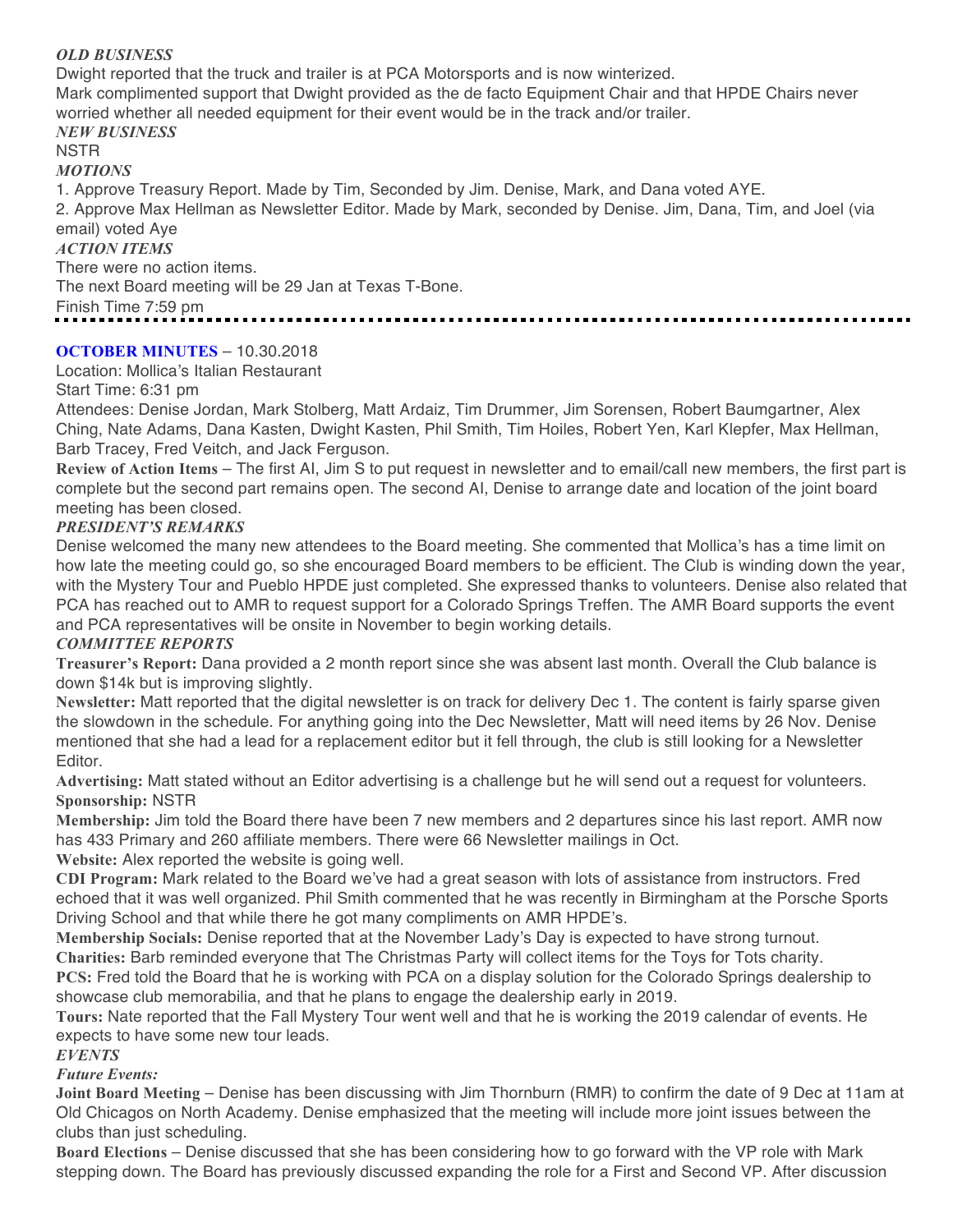***OLD BUSINESS***

Dwight reported that the truck and trailer is at PCA Motorsports and is now winterized.

Mark complimented support that Dwight provided as the de facto Equipment Chair and that HPDE Chairs never worried whether all needed equipment for their event would be in the track and/or trailer.

***NEW BUSINESS***

NSTR

***MOTIONS***

1. Approve Treasury Report. Made by Tim, Seconded by Jim. Denise, Mark, and Dana voted AYE.
2. Approve Max Hellman as Newsletter Editor. Made by Mark, seconded by Denise. Jim, Dana, Tim, and Joel (via email) voted Aye

***ACTION ITEMS***

There were no action items.

The next Board meeting will be 29 Jan at Texas T-Bone.

Finish Time 7:59 pm

---

**OCTOBER MINUTES** – 10.30.2018

Location: Mollica's Italian Restaurant

Start Time: 6:31 pm

Attendees: Denise Jordan, Mark Stolberg, Matt Ardaiz, Tim Drummer, Jim Sorensen, Robert Baumgartner, Alex Ching, Nate Adams, Dana Kasten, Dwight Kasten, Phil Smith, Tim Hoiles, Robert Yen, Karl Klepfer, Max Hellman, Barb Tracey, Fred Veitch, and Jack Ferguson.

**Review of Action Items** – The first AI, Jim S to put request in newsletter and to email/call new members, the first part is complete but the second part remains open. The second AI, Denise to arrange date and location of the joint board meeting has been closed.

***PRESIDENT'S REMARKS***

Denise welcomed the many new attendees to the Board meeting. She commented that Mollica's has a time limit on how late the meeting could go, so she encouraged Board members to be efficient. The Club is winding down the year, with the Mystery Tour and Pueblo HPDE just completed. She expressed thanks to volunteers. Denise also related that PCA has reached out to AMR to request support for a Colorado Springs Treffen. The AMR Board supports the event and PCA representatives will be onsite in November to begin working details.

***COMMITTEE REPORTS***

**Treasurer's Report:** Dana provided a 2 month report since she was absent last month. Overall the Club balance is down $14k but is improving slightly.

**Newsletter:** Matt reported that the digital newsletter is on track for delivery Dec 1. The content is fairly sparse given the slowdown in the schedule. For anything going into the Dec Newsletter, Matt will need items by 26 Nov. Denise mentioned that she had a lead for a replacement editor but it fell through, the club is still looking for a Newsletter Editor.

**Advertising:** Matt stated without an Editor advertising is a challenge but he will send out a request for volunteers.

**Sponsorship:** NSTR

**Membership:** Jim told the Board there have been 7 new members and 2 departures since his last report. AMR now has 433 Primary and 260 affiliate members. There were 66 Newsletter mailings in Oct.

**Website:** Alex reported the website is going well.

**CDI Program:** Mark related to the Board we've had a great season with lots of assistance from instructors. Fred echoed that it was well organized. Phil Smith commented that he was recently in Birmingham at the Porsche Sports Driving School and that while there he got many compliments on AMR HPDE's.

**Membership Socials:** Denise reported that at the November Lady's Day is expected to have strong turnout.

**Charities:** Barb reminded everyone that The Christmas Party will collect items for the Toys for Tots charity.

**PCS:** Fred told the Board that he is working with PCA on a display solution for the Colorado Springs dealership to showcase club memorabilia, and that he plans to engage the dealership early in 2019.

**Tours:** Nate reported that the Fall Mystery Tour went well and that he is working the 2019 calendar of events. He expects to have some new tour leads.

***EVENTS***

***Future Events:***

**Joint Board Meeting** – Denise has been discussing with Jim Thornburn (RMR) to confirm the date of 9 Dec at 11am at Old Chicagos on North Academy. Denise emphasized that the meeting will include more joint issues between the clubs than just scheduling.

**Board Elections** – Denise discussed that she has been considering how to go forward with the VP role with Mark stepping down. The Board has previously discussed expanding the role for a First and Second VP. After discussion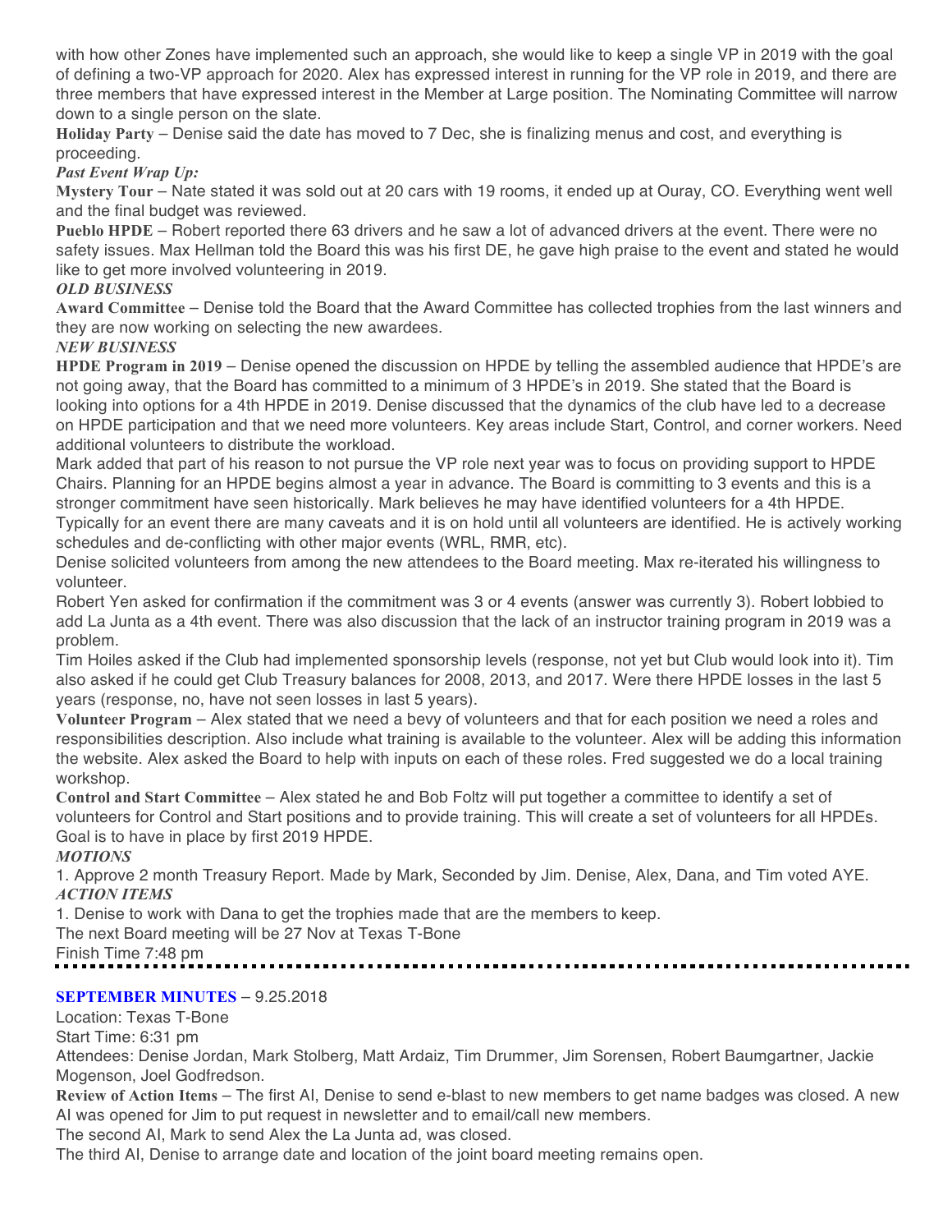with how other Zones have implemented such an approach, she would like to keep a single VP in 2019 with the goal of defining a two-VP approach for 2020. Alex has expressed interest in running for the VP role in 2019, and there are three members that have expressed interest in the Member at Large position. The Nominating Committee will narrow down to a single person on the slate.

**Holiday Party** – Denise said the date has moved to 7 Dec, she is finalizing menus and cost, and everything is proceeding.

***Past Event Wrap Up:***

**Mystery Tour** – Nate stated it was sold out at 20 cars with 19 rooms, it ended up at Ouray, CO. Everything went well and the final budget was reviewed.

**Pueblo HPDE** – Robert reported there 63 drivers and he saw a lot of advanced drivers at the event. There were no safety issues. Max Hellman told the Board this was his first DE, he gave high praise to the event and stated he would like to get more involved volunteering in 2019.

***OLD BUSINESS***

**Award Committee** – Denise told the Board that the Award Committee has collected trophies from the last winners and they are now working on selecting the new awardees.

***NEW BUSINESS***

**HPDE Program in 2019** – Denise opened the discussion on HPDE by telling the assembled audience that HPDE's are not going away, that the Board has committed to a minimum of 3 HPDE's in 2019. She stated that the Board is looking into options for a 4th HPDE in 2019. Denise discussed that the dynamics of the club have led to a decrease on HPDE participation and that we need more volunteers. Key areas include Start, Control, and corner workers. Need additional volunteers to distribute the workload.

Mark added that part of his reason to not pursue the VP role next year was to focus on providing support to HPDE Chairs. Planning for an HPDE begins almost a year in advance. The Board is committing to 3 events and this is a stronger commitment have seen historically. Mark believes he may have identified volunteers for a 4th HPDE. Typically for an event there are many caveats and it is on hold until all volunteers are identified. He is actively working schedules and de-conflicting with other major events (WRL, RMR, etc).

Denise solicited volunteers from among the new attendees to the Board meeting. Max re-iterated his willingness to volunteer.

Robert Yen asked for confirmation if the commitment was 3 or 4 events (answer was currently 3). Robert lobbied to add La Junta as a 4th event. There was also discussion that the lack of an instructor training program in 2019 was a problem.

Tim Hoiles asked if the Club had implemented sponsorship levels (response, not yet but Club would look into it). Tim also asked if he could get Club Treasury balances for 2008, 2013, and 2017. Were there HPDE losses in the last 5 years (response, no, have not seen losses in last 5 years).

**Volunteer Program** – Alex stated that we need a bevy of volunteers and that for each position we need a roles and responsibilities description. Also include what training is available to the volunteer. Alex will be adding this information the website. Alex asked the Board to help with inputs on each of these roles. Fred suggested we do a local training workshop.

**Control and Start Committee** – Alex stated he and Bob Foltz will put together a committee to identify a set of volunteers for Control and Start positions and to provide training. This will create a set of volunteers for all HPDEs. Goal is to have in place by first 2019 HPDE.

***MOTIONS***

1. Approve 2 month Treasury Report. Made by Mark, Seconded by Jim. Denise, Alex, Dana, and Tim voted AYE.

***ACTION ITEMS***

1. Denise to work with Dana to get the trophies made that are the members to keep.

The next Board meeting will be 27 Nov at Texas T-Bone

Finish Time 7:48 pm

---

**SEPTEMBER MINUTES** – 9.25.2018

Location: Texas T-Bone

Start Time: 6:31 pm

Attendees: Denise Jordan, Mark Stolberg, Matt Ardaiz, Tim Drummer, Jim Sorensen, Robert Baumgartner, Jackie Mogenson, Joel Godfredson.

**Review of Action Items** – The first AI, Denise to send e-blast to new members to get name badges was closed. A new AI was opened for Jim to put request in newsletter and to email/call new members.

The second AI, Mark to send Alex the La Junta ad, was closed.

The third AI, Denise to arrange date and location of the joint board meeting remains open.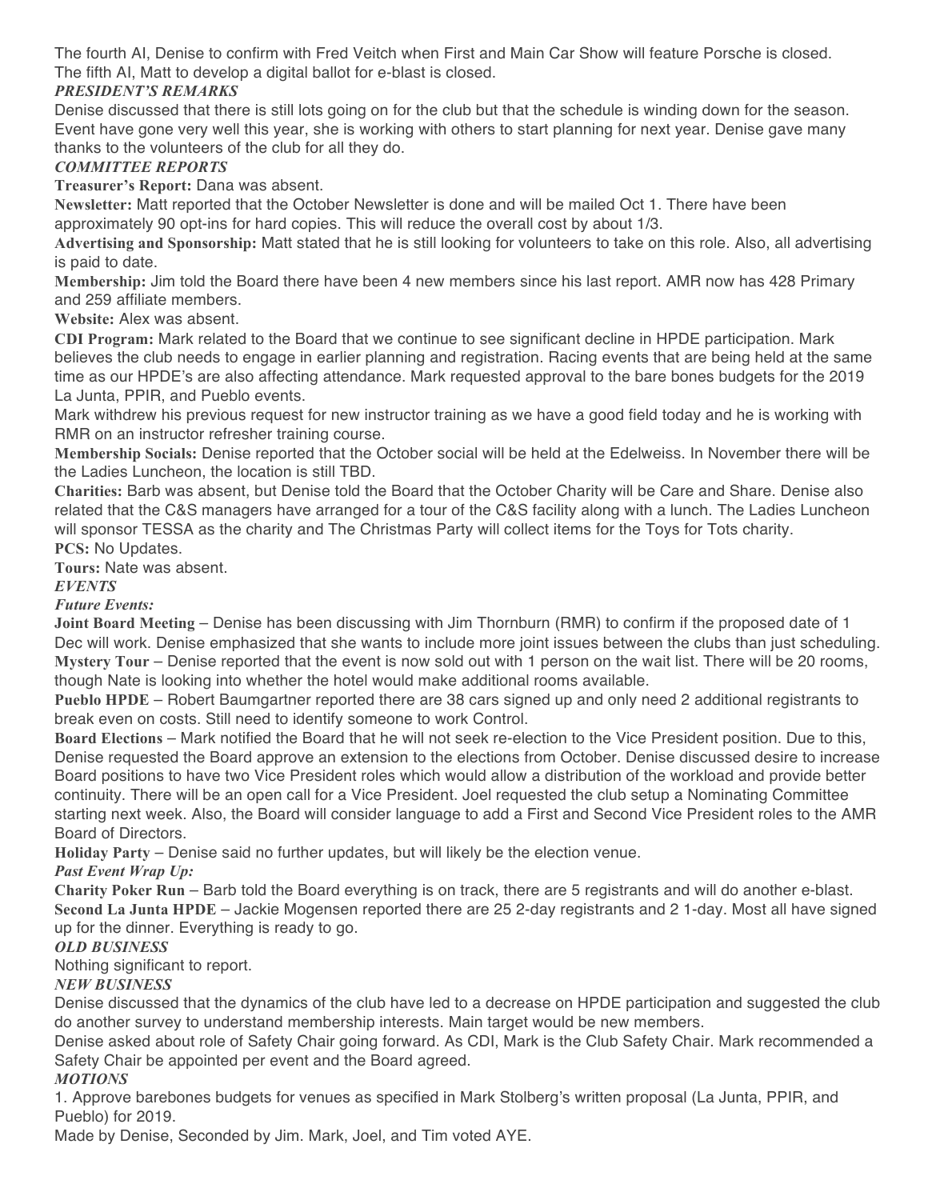The fourth AI, Denise to confirm with Fred Veitch when First and Main Car Show will feature Porsche is closed.
The fifth AI, Matt to develop a digital ballot for e-blast is closed.

***PRESIDENT'S REMARKS***

Denise discussed that there is still lots going on for the club but that the schedule is winding down for the season. Event have gone very well this year, she is working with others to start planning for next year. Denise gave many thanks to the volunteers of the club for all they do.

***COMMITTEE REPORTS***

**Treasurer's Report:** Dana was absent.

**Newsletter:** Matt reported that the October Newsletter is done and will be mailed Oct 1. There have been approximately 90 opt-ins for hard copies. This will reduce the overall cost by about 1/3.

**Advertising and Sponsorship:** Matt stated that he is still looking for volunteers to take on this role. Also, all advertising is paid to date.

**Membership:** Jim told the Board there have been 4 new members since his last report. AMR now has 428 Primary and 259 affiliate members.

**Website:** Alex was absent.

**CDI Program:** Mark related to the Board that we continue to see significant decline in HPDE participation. Mark believes the club needs to engage in earlier planning and registration. Racing events that are being held at the same time as our HPDE's are also affecting attendance. Mark requested approval to the bare bones budgets for the 2019 La Junta, PPIR, and Pueblo events.

Mark withdrew his previous request for new instructor training as we have a good field today and he is working with RMR on an instructor refresher training course.

**Membership Socials:** Denise reported that the October social will be held at the Edelweiss. In November there will be the Ladies Luncheon, the location is still TBD.

**Charities:** Barb was absent, but Denise told the Board that the October Charity will be Care and Share. Denise also related that the C&S managers have arranged for a tour of the C&S facility along with a lunch. The Ladies Luncheon will sponsor TESSA as the charity and The Christmas Party will collect items for the Toys for Tots charity.

**PCS:** No Updates.

**Tours:** Nate was absent.

***EVENTS***

***Future Events:***

**Joint Board Meeting** – Denise has been discussing with Jim Thornburn (RMR) to confirm if the proposed date of 1 Dec will work. Denise emphasized that she wants to include more joint issues between the clubs than just scheduling.

**Mystery Tour** – Denise reported that the event is now sold out with 1 person on the wait list. There will be 20 rooms, though Nate is looking into whether the hotel would make additional rooms available.

**Pueblo HPDE** – Robert Baumgartner reported there are 38 cars signed up and only need 2 additional registrants to break even on costs. Still need to identify someone to work Control.

**Board Elections** – Mark notified the Board that he will not seek re-election to the Vice President position. Due to this, Denise requested the Board approve an extension to the elections from October. Denise discussed desire to increase Board positions to have two Vice President roles which would allow a distribution of the workload and provide better continuity. There will be an open call for a Vice President. Joel requested the club setup a Nominating Committee starting next week. Also, the Board will consider language to add a First and Second Vice President roles to the AMR Board of Directors.

**Holiday Party** – Denise said no further updates, but will likely be the election venue.

***Past Event Wrap Up:***

**Charity Poker Run** – Barb told the Board everything is on track, there are 5 registrants and will do another e-blast.

**Second La Junta HPDE** – Jackie Mogensen reported there are 25 2-day registrants and 2 1-day. Most all have signed up for the dinner. Everything is ready to go.

***OLD BUSINESS***

Nothing significant to report.

***NEW BUSINESS***

Denise discussed that the dynamics of the club have led to a decrease on HPDE participation and suggested the club do another survey to understand membership interests. Main target would be new members.

Denise asked about role of Safety Chair going forward. As CDI, Mark is the Club Safety Chair. Mark recommended a Safety Chair be appointed per event and the Board agreed.

***MOTIONS***

1. Approve barebones budgets for venues as specified in Mark Stolberg's written proposal (La Junta, PPIR, and Pueblo) for 2019.

Made by Denise, Seconded by Jim. Mark, Joel, and Tim voted AYE.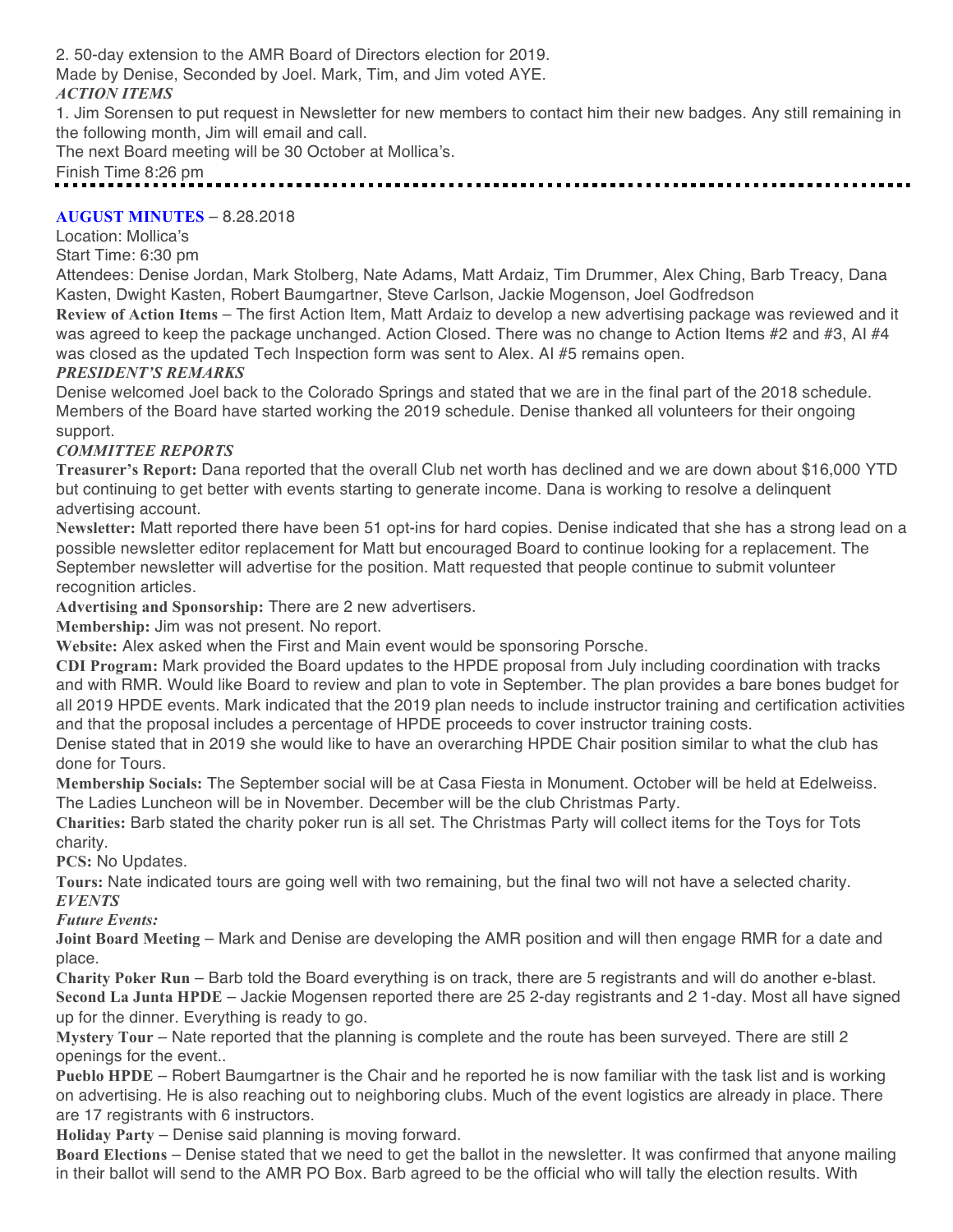2. 50-day extension to the AMR Board of Directors election for 2019.
Made by Denise, Seconded by Joel. Mark, Tim, and Jim voted AYE.

***ACTION ITEMS***

1. Jim Sorensen to put request in Newsletter for new members to contact him their new badges. Any still remaining in the following month, Jim will email and call.

The next Board meeting will be 30 October at Mollica's.

Finish Time 8:26 pm

---

**AUGUST MINUTES** – 8.28.2018

Location: Mollica's

Start Time: 6:30 pm

Attendees: Denise Jordan, Mark Stolberg, Nate Adams, Matt Ardaiz, Tim Drummer, Alex Ching, Barb Treacy, Dana Kasten, Dwight Kasten, Robert Baumgartner, Steve Carlson, Jackie Mogenson, Joel Godfredson

**Review of Action Items** – The first Action Item, Matt Ardaiz to develop a new advertising package was reviewed and it was agreed to keep the package unchanged. Action Closed. There was no change to Action Items #2 and #3, AI #4 was closed as the updated Tech Inspection form was sent to Alex. AI #5 remains open.

***PRESIDENT'S REMARKS***

Denise welcomed Joel back to the Colorado Springs and stated that we are in the final part of the 2018 schedule. Members of the Board have started working the 2019 schedule. Denise thanked all volunteers for their ongoing support.

***COMMITTEE REPORTS***

**Treasurer's Report:** Dana reported that the overall Club net worth has declined and we are down about $16,000 YTD but continuing to get better with events starting to generate income. Dana is working to resolve a delinquent advertising account.

**Newsletter:** Matt reported there have been 51 opt-ins for hard copies. Denise indicated that she has a strong lead on a possible newsletter editor replacement for Matt but encouraged Board to continue looking for a replacement. The September newsletter will advertise for the position. Matt requested that people continue to submit volunteer recognition articles.

**Advertising and Sponsorship:** There are 2 new advertisers.

**Membership:** Jim was not present. No report.

**Website:** Alex asked when the First and Main event would be sponsoring Porsche.

**CDI Program:** Mark provided the Board updates to the HPDE proposal from July including coordination with tracks and with RMR. Would like Board to review and plan to vote in September. The plan provides a bare bones budget for all 2019 HPDE events. Mark indicated that the 2019 plan needs to include instructor training and certification activities and that the proposal includes a percentage of HPDE proceeds to cover instructor training costs.

Denise stated that in 2019 she would like to have an overarching HPDE Chair position similar to what the club has done for Tours.

**Membership Socials:** The September social will be at Casa Fiesta in Monument. October will be held at Edelweiss. The Ladies Luncheon will be in November. December will be the club Christmas Party.

**Charities:** Barb stated the charity poker run is all set. The Christmas Party will collect items for the Toys for Tots charity.

**PCS:** No Updates.

**Tours:** Nate indicated tours are going well with two remaining, but the final two will not have a selected charity.

***EVENTS***

***Future Events:***

**Joint Board Meeting** – Mark and Denise are developing the AMR position and will then engage RMR for a date and place.

**Charity Poker Run** – Barb told the Board everything is on track, there are 5 registrants and will do another e-blast.

**Second La Junta HPDE** – Jackie Mogensen reported there are 25 2-day registrants and 2 1-day. Most all have signed up for the dinner. Everything is ready to go.

**Mystery Tour** – Nate reported that the planning is complete and the route has been surveyed. There are still 2 openings for the event..

**Pueblo HPDE** – Robert Baumgartner is the Chair and he reported he is now familiar with the task list and is working on advertising. He is also reaching out to neighboring clubs. Much of the event logistics are already in place. There are 17 registrants with 6 instructors.

**Holiday Party** – Denise said planning is moving forward.

**Board Elections** – Denise stated that we need to get the ballot in the newsletter. It was confirmed that anyone mailing in their ballot will send to the AMR PO Box. Barb agreed to be the official who will tally the election results. With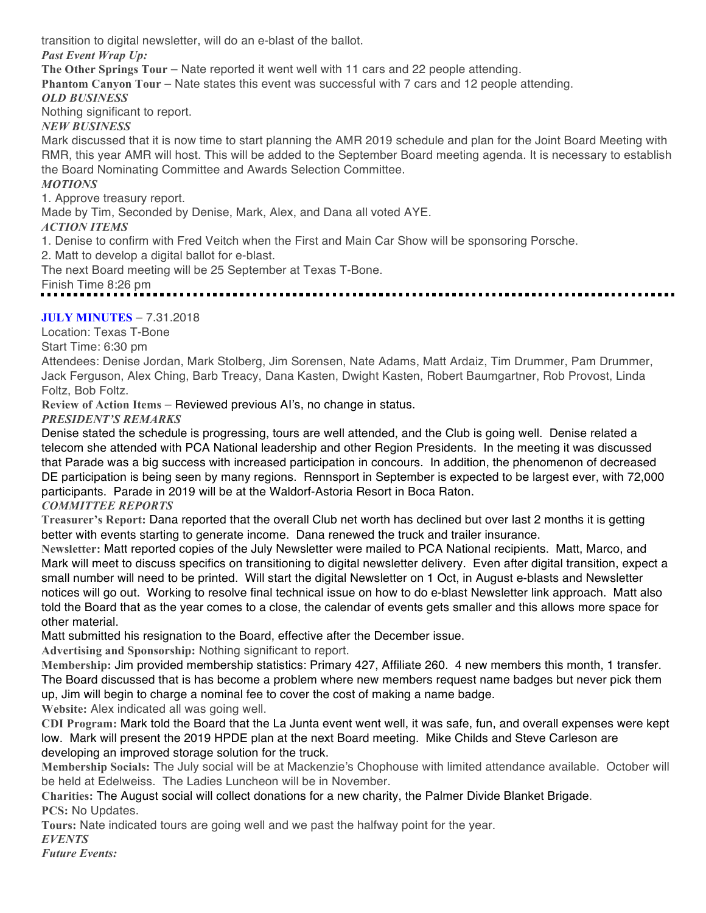transition to digital newsletter, will do an e-blast of the ballot.

***Past Event Wrap Up:***

**The Other Springs Tour** – Nate reported it went well with 11 cars and 22 people attending.

**Phantom Canyon Tour** – Nate states this event was successful with 7 cars and 12 people attending.

***OLD BUSINESS***

Nothing significant to report.

***NEW BUSINESS***

Mark discussed that it is now time to start planning the AMR 2019 schedule and plan for the Joint Board Meeting with RMR, this year AMR will host. This will be added to the September Board meeting agenda. It is necessary to establish the Board Nominating Committee and Awards Selection Committee.

***MOTIONS***

1. Approve treasury report.

Made by Tim, Seconded by Denise, Mark, Alex, and Dana all voted AYE.

***ACTION ITEMS***

1. Denise to confirm with Fred Veitch when the First and Main Car Show will be sponsoring Porsche.
2. Matt to develop a digital ballot for e-blast.

The next Board meeting will be 25 September at Texas T-Bone.

Finish Time 8:26 pm

---

**JULY MINUTES** – 7.31.2018

Location: Texas T-Bone

Start Time: 6:30 pm

Attendees: Denise Jordan, Mark Stolberg, Jim Sorensen, Nate Adams, Matt Ardaiz, Tim Drummer, Pam Drummer, Jack Ferguson, Alex Ching, Barb Treacy, Dana Kasten, Dwight Kasten, Robert Baumgartner, Rob Provost, Linda Foltz, Bob Foltz.

**Review of Action Items** – Reviewed previous AI's, no change in status.

***PRESIDENT'S REMARKS***

Denise stated the schedule is progressing, tours are well attended, and the Club is going well. Denise related a telecom she attended with PCA National leadership and other Region Presidents. In the meeting it was discussed that Parade was a big success with increased participation in concours. In addition, the phenomenon of decreased DE participation is being seen by many regions. Rennsport in September is expected to be largest ever, with 72,000 participants. Parade in 2019 will be at the Waldorf-Astoria Resort in Boca Raton.

***COMMITTEE REPORTS***

**Treasurer's Report:** Dana reported that the overall Club net worth has declined but over last 2 months it is getting better with events starting to generate income. Dana renewed the truck and trailer insurance.

**Newsletter:** Matt reported copies of the July Newsletter were mailed to PCA National recipients. Matt, Marco, and Mark will meet to discuss specifics on transitioning to digital newsletter delivery. Even after digital transition, expect a small number will need to be printed. Will start the digital Newsletter on 1 Oct, in August e-blasts and Newsletter notices will go out. Working to resolve final technical issue on how to do e-blast Newsletter link approach. Matt also told the Board that as the year comes to a close, the calendar of events gets smaller and this allows more space for other material.

Matt submitted his resignation to the Board, effective after the December issue.

**Advertising and Sponsorship:** Nothing significant to report.

**Membership:** Jim provided membership statistics: Primary 427, Affiliate 260. 4 new members this month, 1 transfer. The Board discussed that is has become a problem where new members request name badges but never pick them up, Jim will begin to charge a nominal fee to cover the cost of making a name badge.

**Website:** Alex indicated all was going well.

**CDI Program:** Mark told the Board that the La Junta event went well, it was safe, fun, and overall expenses were kept low. Mark will present the 2019 HPDE plan at the next Board meeting. Mike Childs and Steve Carleson are developing an improved storage solution for the truck.

**Membership Socials:** The July social will be at Mackenzie's Chophouse with limited attendance available. October will be held at Edelweiss. The Ladies Luncheon will be in November.

**Charities:** The August social will collect donations for a new charity, the Palmer Divide Blanket Brigade.

**PCS:** No Updates.

**Tours:** Nate indicated tours are going well and we past the halfway point for the year.

***EVENTS***

***Future Events:***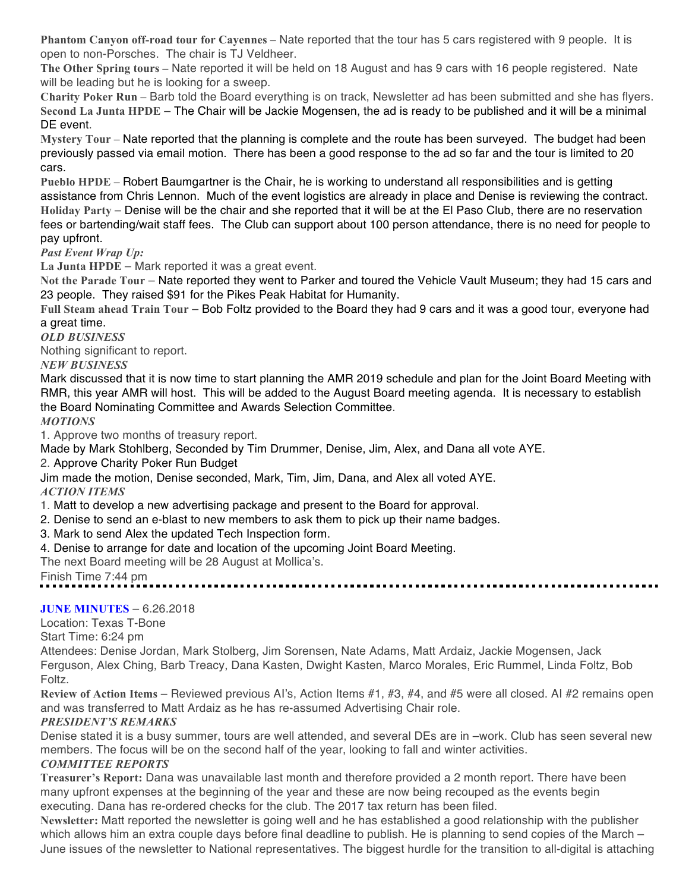**Phantom Canyon off-road tour for Cayennes** – Nate reported that the tour has 5 cars registered with 9 people. It is open to non-Porsches. The chair is TJ Veldheer.

**The Other Spring tours** – Nate reported it will be held on 18 August and has 9 cars with 16 people registered. Nate will be leading but he is looking for a sweep.

**Charity Poker Run** – Barb told the Board everything is on track, Newsletter ad has been submitted and she has flyers.

**Second La Junta HPDE** – The Chair will be Jackie Mogensen, the ad is ready to be published and it will be a minimal DE event.

**Mystery Tour** – Nate reported that the planning is complete and the route has been surveyed. The budget had been previously passed via email motion. There has been a good response to the ad so far and the tour is limited to 20 cars.

**Pueblo HPDE** – Robert Baumgartner is the Chair, he is working to understand all responsibilities and is getting assistance from Chris Lennon. Much of the event logistics are already in place and Denise is reviewing the contract.

**Holiday Party** – Denise will be the chair and she reported that it will be at the El Paso Club, there are no reservation fees or bartending/wait staff fees. The Club can support about 100 person attendance, there is no need for people to pay upfront.

***Past Event Wrap Up:***

**La Junta HPDE** – Mark reported it was a great event.

**Not the Parade Tour** – Nate reported they went to Parker and toured the Vehicle Vault Museum; they had 15 cars and 23 people. They raised $91 for the Pikes Peak Habitat for Humanity.

**Full Steam ahead Train Tour** – Bob Foltz provided to the Board they had 9 cars and it was a good tour, everyone had a great time.

***OLD BUSINESS***

Nothing significant to report.

***NEW BUSINESS***

Mark discussed that it is now time to start planning the AMR 2019 schedule and plan for the Joint Board Meeting with RMR, this year AMR will host. This will be added to the August Board meeting agenda. It is necessary to establish the Board Nominating Committee and Awards Selection Committee.

***MOTIONS***

1. Approve two months of treasury report.

Made by Mark Stohlberg, Seconded by Tim Drummer, Denise, Jim, Alex, and Dana all vote AYE.

2. Approve Charity Poker Run Budget

Jim made the motion, Denise seconded, Mark, Tim, Jim, Dana, and Alex all voted AYE.

***ACTION ITEMS***

1. Matt to develop a new advertising package and present to the Board for approval.
2. Denise to send an e-blast to new members to ask them to pick up their name badges.
3. Mark to send Alex the updated Tech Inspection form.
4. Denise to arrange for date and location of the upcoming Joint Board Meeting.

The next Board meeting will be 28 August at Mollica's.

Finish Time 7:44 pm

---

**JUNE MINUTES** – 6.26.2018

Location: Texas T-Bone

Start Time: 6:24 pm

Attendees: Denise Jordan, Mark Stolberg, Jim Sorensen, Nate Adams, Matt Ardaiz, Jackie Mogensen, Jack Ferguson, Alex Ching, Barb Treacy, Dana Kasten, Dwight Kasten, Marco Morales, Eric Rummel, Linda Foltz, Bob Foltz.

**Review of Action Items** – Reviewed previous AI's, Action Items #1, #3, #4, and #5 were all closed. AI #2 remains open and was transferred to Matt Ardaiz as he has re-assumed Advertising Chair role.

***PRESIDENT'S REMARKS***

Denise stated it is a busy summer, tours are well attended, and several DEs are in –work. Club has seen several new members. The focus will be on the second half of the year, looking to fall and winter activities.

***COMMITTEE REPORTS***

**Treasurer's Report:** Dana was unavailable last month and therefore provided a 2 month report. There have been many upfront expenses at the beginning of the year and these are now being recouped as the events begin executing. Dana has re-ordered checks for the club. The 2017 tax return has been filed.

**Newsletter:** Matt reported the newsletter is going well and he has established a good relationship with the publisher which allows him an extra couple days before final deadline to publish. He is planning to send copies of the March – June issues of the newsletter to National representatives. The biggest hurdle for the transition to all-digital is attaching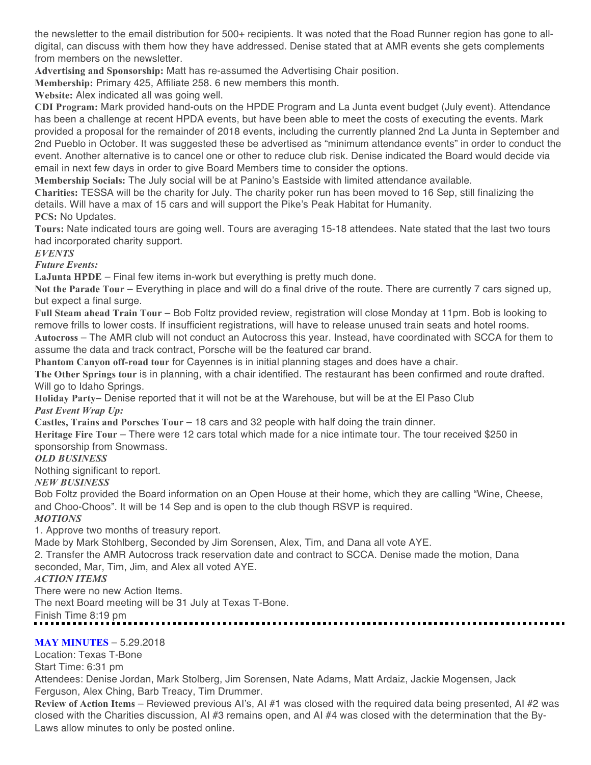the newsletter to the email distribution for 500+ recipients. It was noted that the Road Runner region has gone to all-digital, can discuss with them how they have addressed. Denise stated that at AMR events she gets complements from members on the newsletter.

**Advertising and Sponsorship:** Matt has re-assumed the Advertising Chair position.

**Membership:** Primary 425, Affiliate 258. 6 new members this month.

**Website:** Alex indicated all was going well.

**CDI Program:** Mark provided hand-outs on the HPDE Program and La Junta event budget (July event). Attendance has been a challenge at recent HPDA events, but have been able to meet the costs of executing the events. Mark provided a proposal for the remainder of 2018 events, including the currently planned 2nd La Junta in September and 2nd Pueblo in October. It was suggested these be advertised as "minimum attendance events" in order to conduct the event. Another alternative is to cancel one or other to reduce club risk. Denise indicated the Board would decide via email in next few days in order to give Board Members time to consider the options.

**Membership Socials:** The July social will be at Panino's Eastside with limited attendance available.

**Charities:** TESSA will be the charity for July. The charity poker run has been moved to 16 Sep, still finalizing the details. Will have a max of 15 cars and will support the Pike's Peak Habitat for Humanity.

**PCS:** No Updates.

**Tours:** Nate indicated tours are going well. Tours are averaging 15-18 attendees. Nate stated that the last two tours had incorporated charity support.

***EVENTS***

***Future Events:***

**LaJunta HPDE** – Final few items in-work but everything is pretty much done.

**Not the Parade Tour** – Everything in place and will do a final drive of the route. There are currently 7 cars signed up, but expect a final surge.

**Full Steam ahead Train Tour** – Bob Foltz provided review, registration will close Monday at 11pm. Bob is looking to remove frills to lower costs. If insufficient registrations, will have to release unused train seats and hotel rooms.

**Autocross** – The AMR club will not conduct an Autocross this year. Instead, have coordinated with SCCA for them to assume the data and track contract, Porsche will be the featured car brand.

**Phantom Canyon off-road tour** for Cayennes is in initial planning stages and does have a chair.

**The Other Springs tour** is in planning, with a chair identified. The restaurant has been confirmed and route drafted. Will go to Idaho Springs.

**Holiday Party**– Denise reported that it will not be at the Warehouse, but will be at the El Paso Club

***Past Event Wrap Up:***

**Castles, Trains and Porsches Tour** – 18 cars and 32 people with half doing the train dinner.

**Heritage Fire Tour** – There were 12 cars total which made for a nice intimate tour. The tour received $250 in sponsorship from Snowmass.

***OLD BUSINESS***

Nothing significant to report.

***NEW BUSINESS***

Bob Foltz provided the Board information on an Open House at their home, which they are calling "Wine, Cheese, and Choo-Choos". It will be 14 Sep and is open to the club though RSVP is required.

***MOTIONS***

1. Approve two months of treasury report.

Made by Mark Stohlberg, Seconded by Jim Sorensen, Alex, Tim, and Dana all vote AYE.

2. Transfer the AMR Autocross track reservation date and contract to SCCA. Denise made the motion, Dana seconded, Mar, Tim, Jim, and Alex all voted AYE.

***ACTION ITEMS***

There were no new Action Items.

The next Board meeting will be 31 July at Texas T-Bone.

Finish Time 8:19 pm

---

**MAY MINUTES** – 5.29.2018

Location: Texas T-Bone

Start Time: 6:31 pm

Attendees: Denise Jordan, Mark Stolberg, Jim Sorensen, Nate Adams, Matt Ardaiz, Jackie Mogensen, Jack Ferguson, Alex Ching, Barb Treacy, Tim Drummer.

**Review of Action Items** – Reviewed previous AI's, AI #1 was closed with the required data being presented, AI #2 was closed with the Charities discussion, AI #3 remains open, and AI #4 was closed with the determination that the By-Laws allow minutes to only be posted online.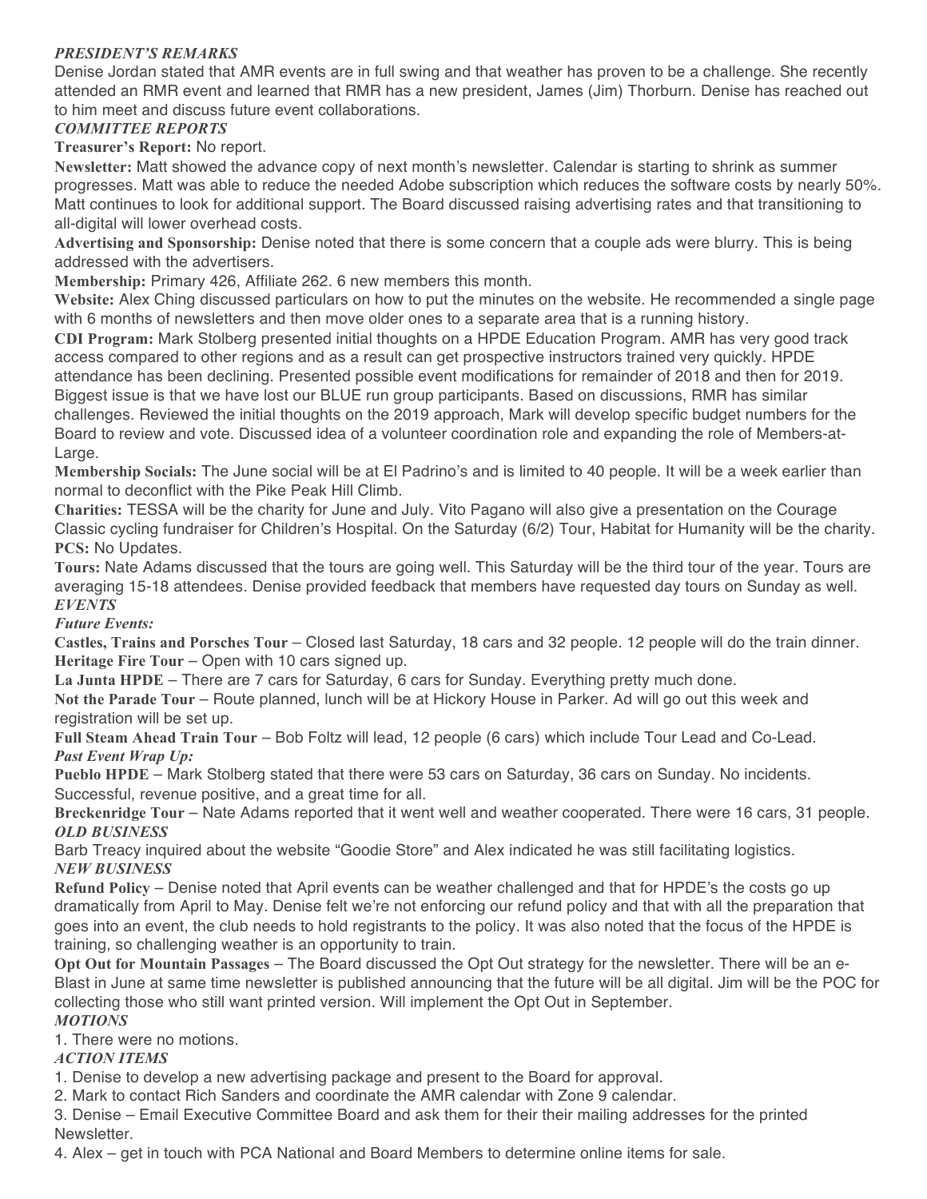### *PRESIDENT'S REMARKS*

Denise Jordan stated that AMR events are in full swing and that weather has proven to be a challenge. She recently attended an RMR event and learned that RMR has a new president, James (Jim) Thorburn. Denise has reached out to him meet and discuss future event collaborations.

### *COMMITTEE REPORTS*

**Treasurer's Report:** No report.

**Newsletter:** Matt showed the advance copy of next month's newsletter. Calendar is starting to shrink as summer progresses. Matt was able to reduce the needed Adobe subscription which reduces the software costs by nearly 50%. Matt continues to look for additional support. The Board discussed raising advertising rates and that transitioning to all-digital will lower overhead costs.

**Advertising and Sponsorship:** Denise noted that there is some concern that a couple ads were blurry. This is being addressed with the advertisers.

**Membership:** Primary 426, Affiliate 262. 6 new members this month.

**Website:** Alex Ching discussed particulars on how to put the minutes on the website. He recommended a single page with 6 months of newsletters and then move older ones to a separate area that is a running history.

**CDI Program:** Mark Stolberg presented initial thoughts on a HPDE Education Program. AMR has very good track access compared to other regions and as a result can get prospective instructors trained very quickly. HPDE attendance has been declining. Presented possible event modifications for remainder of 2018 and then for 2019. Biggest issue is that we have lost our BLUE run group participants. Based on discussions, RMR has similar challenges. Reviewed the initial thoughts on the 2019 approach, Mark will develop specific budget numbers for the Board to review and vote. Discussed idea of a volunteer coordination role and expanding the role of Members-at-Large.

**Membership Socials:** The June social will be at El Padrino's and is limited to 40 people. It will be a week earlier than normal to deconflict with the Pike Peak Hill Climb.

**Charities:** TESSA will be the charity for June and July. Vito Pagano will also give a presentation on the Courage Classic cycling fundraiser for Children's Hospital. On the Saturday (6/2) Tour, Habitat for Humanity will be the charity.

**PCS:** No Updates.

**Tours:** Nate Adams discussed that the tours are going well. This Saturday will be the third tour of the year. Tours are averaging 15-18 attendees. Denise provided feedback that members have requested day tours on Sunday as well.

### *EVENTS*

#### *Future Events:*

**Castles, Trains and Porsches Tour** – Closed last Saturday, 18 cars and 32 people. 12 people will do the train dinner.

**Heritage Fire Tour** – Open with 10 cars signed up.

**La Junta HPDE** – There are 7 cars for Saturday, 6 cars for Sunday. Everything pretty much done.

**Not the Parade Tour** – Route planned, lunch will be at Hickory House in Parker. Ad will go out this week and registration will be set up.

**Full Steam Ahead Train Tour** – Bob Foltz will lead, 12 people (6 cars) which include Tour Lead and Co-Lead.

#### *Past Event Wrap Up:*

**Pueblo HPDE** – Mark Stolberg stated that there were 53 cars on Saturday, 36 cars on Sunday. No incidents. Successful, revenue positive, and a great time for all.

**Breckenridge Tour** – Nate Adams reported that it went well and weather cooperated. There were 16 cars, 31 people.

### *OLD BUSINESS*

Barb Treacy inquired about the website "Goodie Store" and Alex indicated he was still facilitating logistics.

### *NEW BUSINESS*

**Refund Policy** – Denise noted that April events can be weather challenged and that for HPDE's the costs go up dramatically from April to May. Denise felt we're not enforcing our refund policy and that with all the preparation that goes into an event, the club needs to hold registrants to the policy. It was also noted that the focus of the HPDE is training, so challenging weather is an opportunity to train.

**Opt Out for Mountain Passages** – The Board discussed the Opt Out strategy for the newsletter. There will be an e-Blast in June at same time newsletter is published announcing that the future will be all digital. Jim will be the POC for collecting those who still want printed version. Will implement the Opt Out in September.

### *MOTIONS*

1. There were no motions.

### *ACTION ITEMS*

1. Denise to develop a new advertising package and present to the Board for approval.
2. Mark to contact Rich Sanders and coordinate the AMR calendar with Zone 9 calendar.
3. Denise – Email Executive Committee Board and ask them for their their mailing addresses for the printed Newsletter.
4. Alex – get in touch with PCA National and Board Members to determine online items for sale.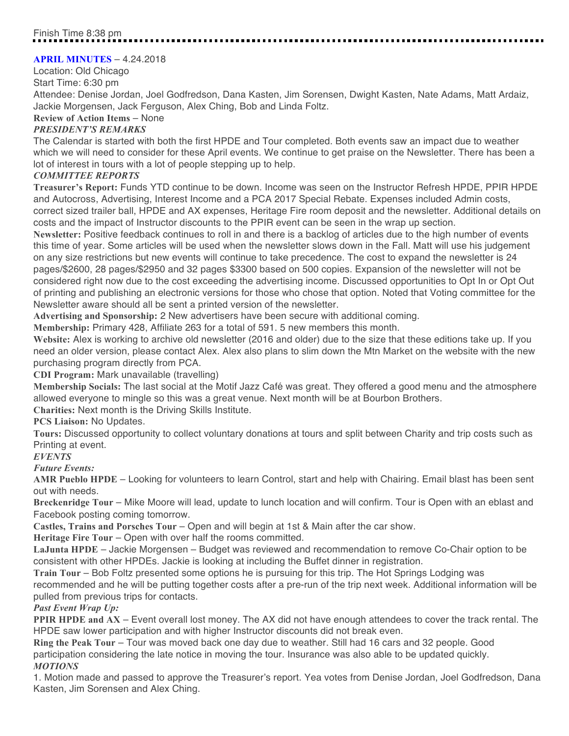Finish Time 8:38 pm

---

**APRIL MINUTES** – 4.24.2018

Location: Old Chicago

Start Time: 6:30 pm

Attendee: Denise Jordan, Joel Godfredson, Dana Kasten, Jim Sorensen, Dwight Kasten, Nate Adams, Matt Ardaiz, Jackie Morgensen, Jack Ferguson, Alex Ching, Bob and Linda Foltz.

**Review of Action Items** – None

***PRESIDENT'S REMARKS***

The Calendar is started with both the first HPDE and Tour completed. Both events saw an impact due to weather which we will need to consider for these April events. We continue to get praise on the Newsletter. There has been a lot of interest in tours with a lot of people stepping up to help.

***COMMITTEE REPORTS***

**Treasurer's Report:** Funds YTD continue to be down. Income was seen on the Instructor Refresh HPDE, PPIR HPDE and Autocross, Advertising, Interest Income and a PCA 2017 Special Rebate. Expenses included Admin costs, correct sized trailer ball, HPDE and AX expenses, Heritage Fire room deposit and the newsletter. Additional details on costs and the impact of Instructor discounts to the PPIR event can be seen in the wrap up section.

**Newsletter:** Positive feedback continues to roll in and there is a backlog of articles due to the high number of events this time of year. Some articles will be used when the newsletter slows down in the Fall. Matt will use his judgement on any size restrictions but new events will continue to take precedence. The cost to expand the newsletter is 24 pages/$2600, 28 pages/$2950 and 32 pages $3300 based on 500 copies. Expansion of the newsletter will not be considered right now due to the cost exceeding the advertising income. Discussed opportunities to Opt In or Opt Out of printing and publishing an electronic versions for those who chose that option. Noted that Voting committee for the Newsletter aware should all be sent a printed version of the newsletter.

**Advertising and Sponsorship:** 2 New advertisers have been secure with additional coming.

**Membership:** Primary 428, Affiliate 263 for a total of 591. 5 new members this month.

**Website:** Alex is working to archive old newsletter (2016 and older) due to the size that these editions take up. If you need an older version, please contact Alex. Alex also plans to slim down the Mtn Market on the website with the new purchasing program directly from PCA.

**CDI Program:** Mark unavailable (travelling)

**Membership Socials:** The last social at the Motif Jazz Café was great. They offered a good menu and the atmosphere allowed everyone to mingle so this was a great venue. Next month will be at Bourbon Brothers.

**Charities:** Next month is the Driving Skills Institute.

**PCS Liaison:** No Updates.

**Tours:** Discussed opportunity to collect voluntary donations at tours and split between Charity and trip costs such as Printing at event.

***EVENTS***

***Future Events:***

**AMR Pueblo HPDE** – Looking for volunteers to learn Control, start and help with Chairing. Email blast has been sent out with needs.

**Breckenridge Tour** – Mike Moore will lead, update to lunch location and will confirm. Tour is Open with an eblast and Facebook posting coming tomorrow.

**Castles, Trains and Porsches Tour** – Open and will begin at 1st & Main after the car show.

**Heritage Fire Tour** – Open with over half the rooms committed.

**LaJunta HPDE** – Jackie Morgensen – Budget was reviewed and recommendation to remove Co-Chair option to be consistent with other HPDEs. Jackie is looking at including the Buffet dinner in registration.

**Train Tour** – Bob Foltz presented some options he is pursuing for this trip. The Hot Springs Lodging was recommended and he will be putting together costs after a pre-run of the trip next week. Additional information will be pulled from previous trips for contacts.

***Past Event Wrap Up:***

**PPIR HPDE and AX** – Event overall lost money. The AX did not have enough attendees to cover the track rental. The HPDE saw lower participation and with higher Instructor discounts did not break even.

**Ring the Peak Tour** – Tour was moved back one day due to weather. Still had 16 cars and 32 people. Good participation considering the late notice in moving the tour. Insurance was also able to be updated quickly.

***MOTIONS***

1. Motion made and passed to approve the Treasurer's report. Yea votes from Denise Jordan, Joel Godfredson, Dana Kasten, Jim Sorensen and Alex Ching.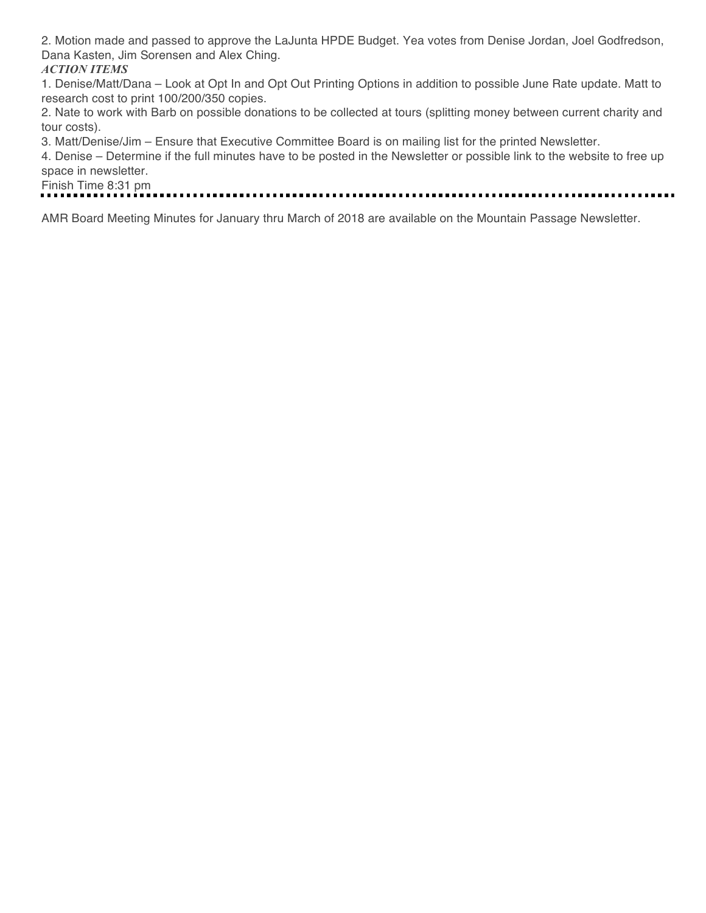2. Motion made and passed to approve the LaJunta HPDE Budget. Yea votes from Denise Jordan, Joel Godfredson, Dana Kasten, Jim Sorensen and Alex Ching.

***ACTION ITEMS***

1. Denise/Matt/Dana – Look at Opt In and Opt Out Printing Options in addition to possible June Rate update. Matt to research cost to print 100/200/350 copies.
2. Nate to work with Barb on possible donations to be collected at tours (splitting money between current charity and tour costs).
3. Matt/Denise/Jim – Ensure that Executive Committee Board is on mailing list for the printed Newsletter.
4. Denise – Determine if the full minutes have to be posted in the Newsletter or possible link to the website to free up space in newsletter.

Finish Time 8:31 pm

---

AMR Board Meeting Minutes for January thru March of 2018 are available on the Mountain Passage Newsletter.